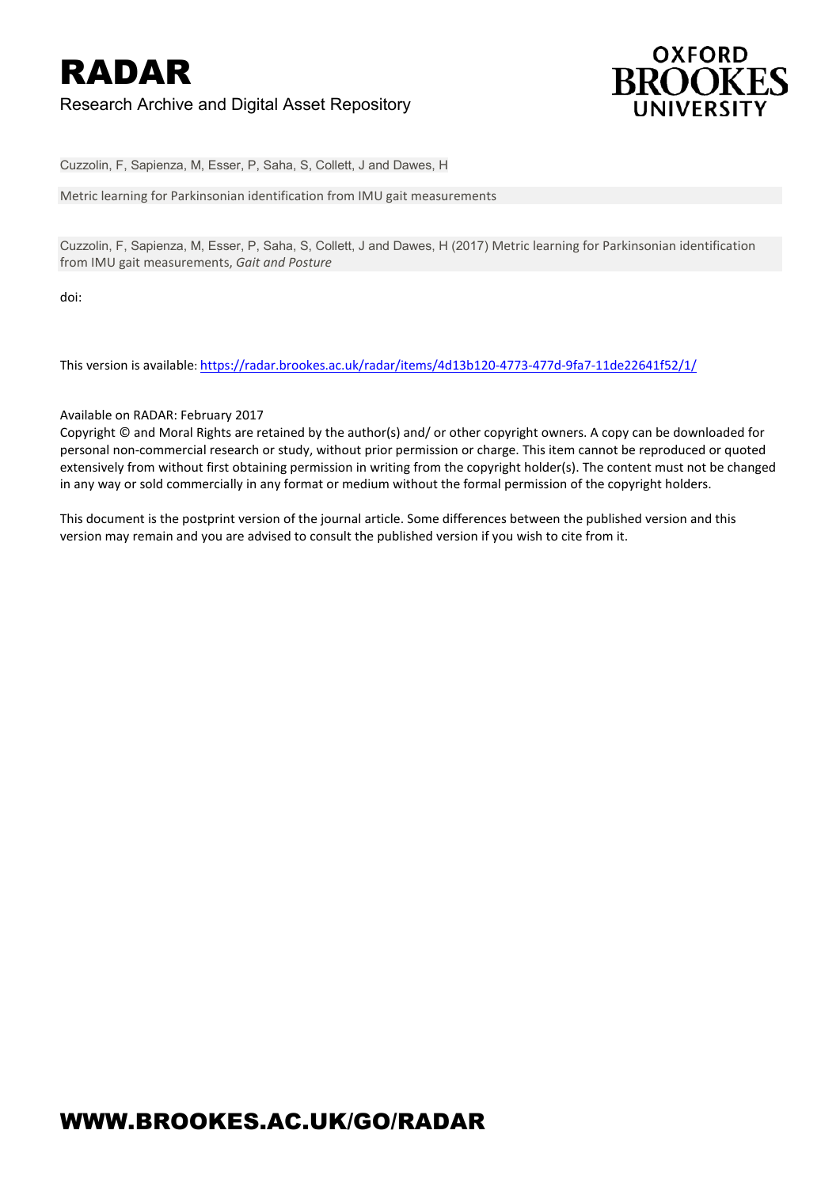# RADAR

Research Archive and Digital Asset Repository

OXFORD BROOKES UNIVERSITY

Cuzzolin, F, Sapienza, M, Esser, P, Saha, S, Collett, J and Dawes, H

Metric learning for Parkinsonian identification from IMU gait measurements

Cuzzolin, F, Sapienza, M, Esser, P, Saha, S, Collett, J and Dawes, H (2017) Metric learning for Parkinsonian identification from IMU gait measurements, *Gait and Posture*

doi:

This version is available: https://radar.brookes.ac.uk/radar/items/4d13b120-4773-477d-9fa7-11de22641f52/1/

Available on RADAR: February 2017

Copyright © and Moral Rights are retained by the author(s) and/ or other copyright owners. A copy can be downloaded for personal non-commercial research or study, without prior permission or charge. This item cannot be reproduced or quoted extensively from without first obtaining permission in writing from the copyright holder(s). The content must not be changed in any way or sold commercially in any format or medium without the formal permission of the copyright holders.

This document is the postprint version of the journal article. Some differences between the published version and this version may remain and you are advised to consult the published version if you wish to cite from it.

WWW.BROOKES.AC.UK/GO/RADAR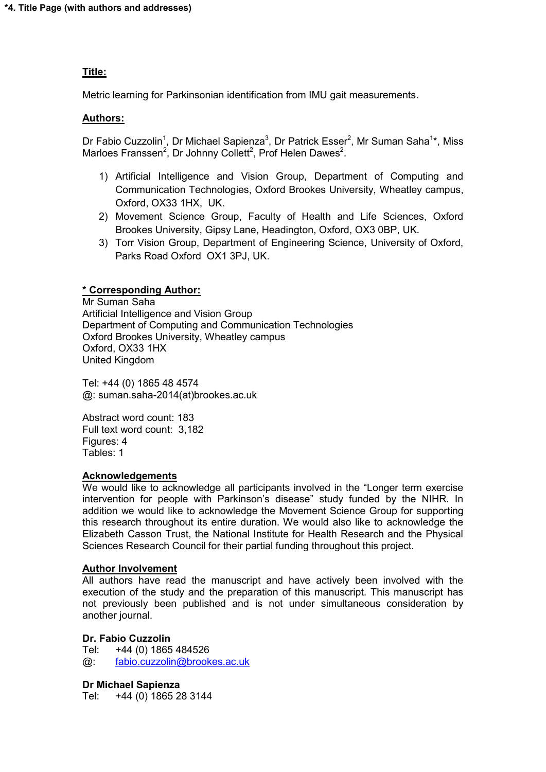**\*4. Title Page (with authors and addresses)**

## Title:

Metric learning for Parkinsonian identification from IMU gait measurements.

## Authors:

Dr Fabio Cuzzolin[1], Dr Michael Sapienza[3], Dr Patrick Esser[2], Mr Suman Saha[1]*, Miss Marloes Franssen[2], Dr Johnny Collett[2], Prof Helen Dawes[2].

1) Artificial Intelligence and Vision Group, Department of Computing and Communication Technologies, Oxford Brookes University, Wheatley campus, Oxford, OX33 1HX, UK.
2) Movement Science Group, Faculty of Health and Life Sciences, Oxford Brookes University, Gipsy Lane, Headington, Oxford, OX3 0BP, UK.
3) Torr Vision Group, Department of Engineering Science, University of Oxford, Parks Road Oxford OX1 3PJ, UK.

## * Corresponding Author:

Mr Suman Saha
Artificial Intelligence and Vision Group
Department of Computing and Communication Technologies
Oxford Brookes University, Wheatley campus
Oxford, OX33 1HX
United Kingdom

Tel: +44 (0) 1865 48 4574
@: suman.saha-2014(at)brookes.ac.uk

Abstract word count: 183
Full text word count: 3,182
Figures: 4
Tables: 1

## Acknowledgements

We would like to acknowledge all participants involved in the "Longer term exercise intervention for people with Parkinson's disease" study funded by the NIHR. In addition we would like to acknowledge the Movement Science Group for supporting this research throughout its entire duration. We would also like to acknowledge the Elizabeth Casson Trust, the National Institute for Health Research and the Physical Sciences Research Council for their partial funding throughout this project.

## Author Involvement

All authors have read the manuscript and have actively been involved with the execution of the study and the preparation of this manuscript. This manuscript has not previously been published and is not under simultaneous consideration by another journal.

**Dr. Fabio Cuzzolin**
Tel: +44 (0) 1865 484526
@: fabio.cuzzolin@brookes.ac.uk

**Dr Michael Sapienza**
Tel: +44 (0) 1865 28 3144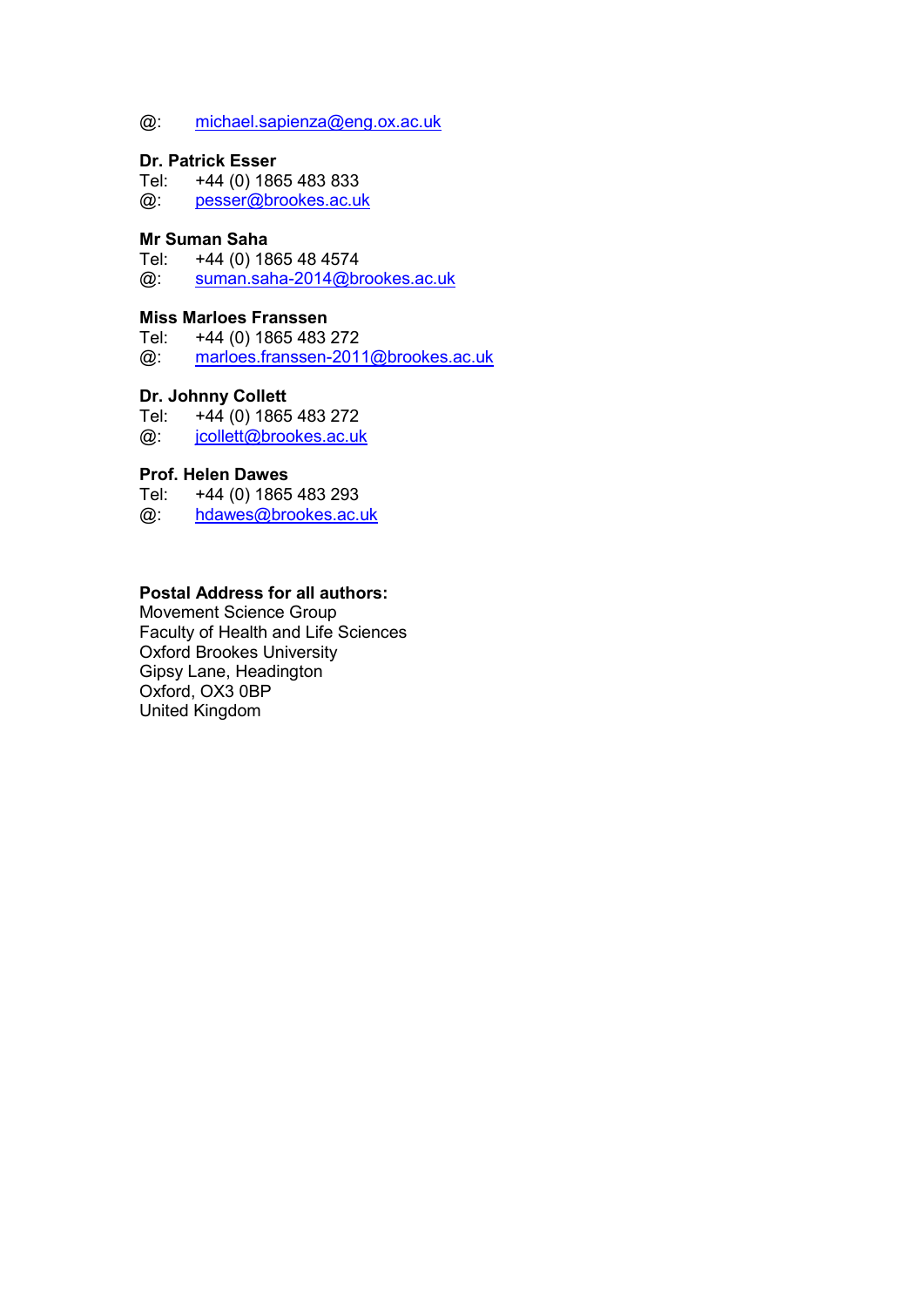@: michael.sapienza@eng.ox.ac.uk

**Dr. Patrick Esser**
Tel: +44 (0) 1865 483 833
@: pesser@brookes.ac.uk

**Mr Suman Saha**
Tel: +44 (0) 1865 48 4574
@: suman.saha-2014@brookes.ac.uk

**Miss Marloes Franssen**
Tel: +44 (0) 1865 483 272
@: marloes.franssen-2011@brookes.ac.uk

**Dr. Johnny Collett**
Tel: +44 (0) 1865 483 272
@: jcollett@brookes.ac.uk

**Prof. Helen Dawes**
Tel: +44 (0) 1865 483 293
@: hdawes@brookes.ac.uk

**Postal Address for all authors:**
Movement Science Group
Faculty of Health and Life Sciences
Oxford Brookes University
Gipsy Lane, Headington
Oxford, OX3 0BP
United Kingdom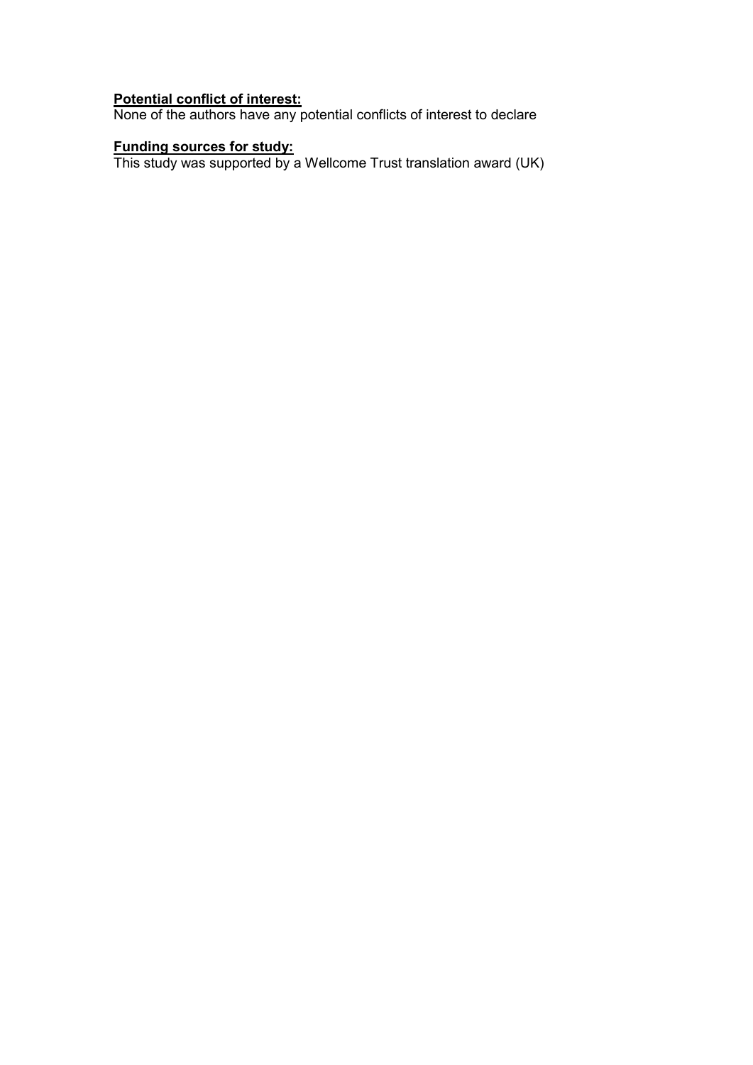**Potential conflict of interest:**

None of the authors have any potential conflicts of interest to declare

**Funding sources for study:**

This study was supported by a Wellcome Trust translation award (UK)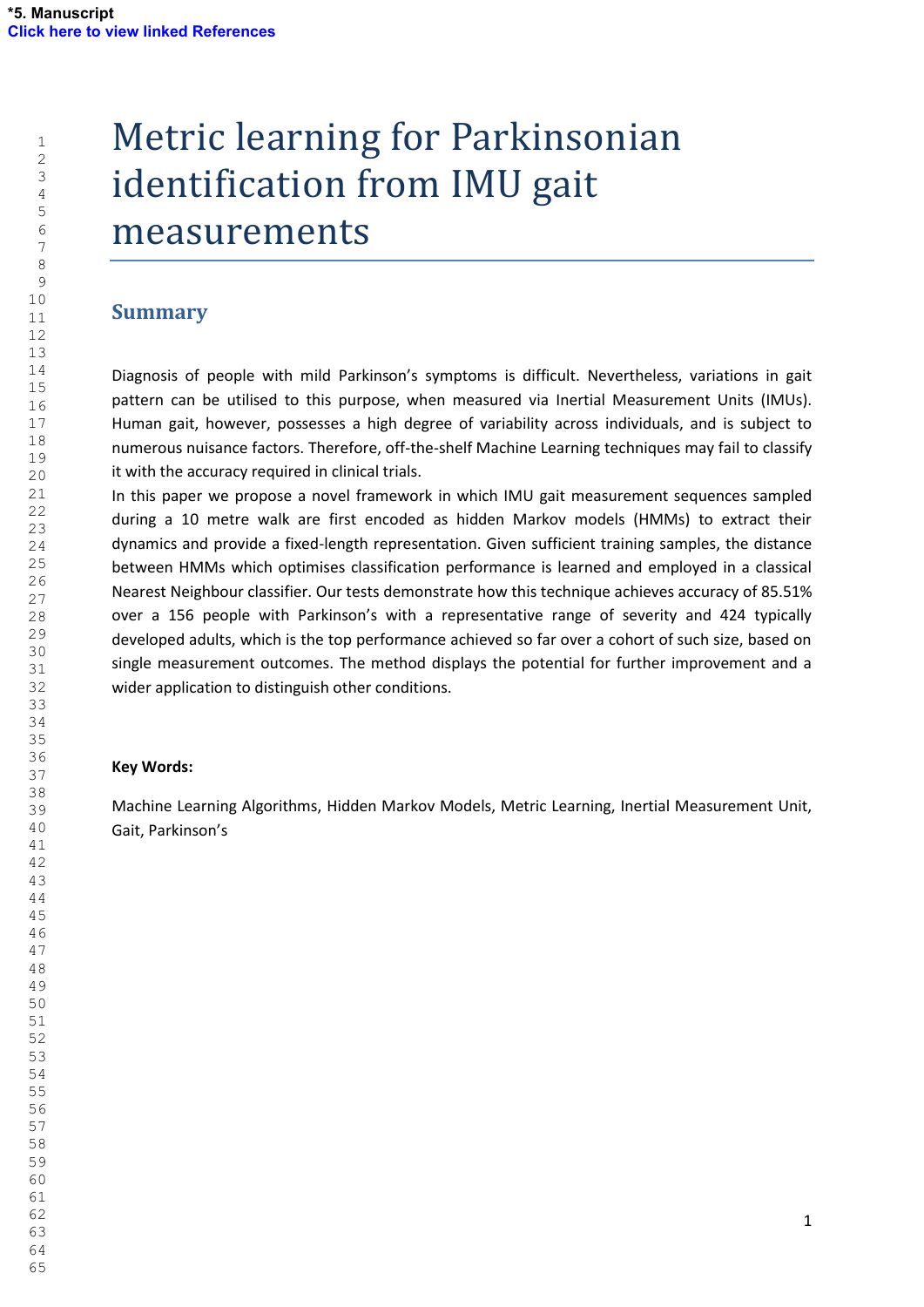# Metric learning for Parkinsonian identification from IMU gait measurements

## Summary

Diagnosis of people with mild Parkinson's symptoms is difficult. Nevertheless, variations in gait pattern can be utilised to this purpose, when measured via Inertial Measurement Units (IMUs). Human gait, however, possesses a high degree of variability across individuals, and is subject to numerous nuisance factors. Therefore, off-the-shelf Machine Learning techniques may fail to classify it with the accuracy required in clinical trials.

In this paper we propose a novel framework in which IMU gait measurement sequences sampled during a 10 metre walk are first encoded as hidden Markov models (HMMs) to extract their dynamics and provide a fixed-length representation. Given sufficient training samples, the distance between HMMs which optimises classification performance is learned and employed in a classical Nearest Neighbour classifier. Our tests demonstrate how this technique achieves accuracy of 85.51% over a 156 people with Parkinson's with a representative range of severity and 424 typically developed adults, which is the top performance achieved so far over a cohort of such size, based on single measurement outcomes. The method displays the potential for further improvement and a wider application to distinguish other conditions.

**Key Words:**

Machine Learning Algorithms, Hidden Markov Models, Metric Learning, Inertial Measurement Unit, Gait, Parkinson's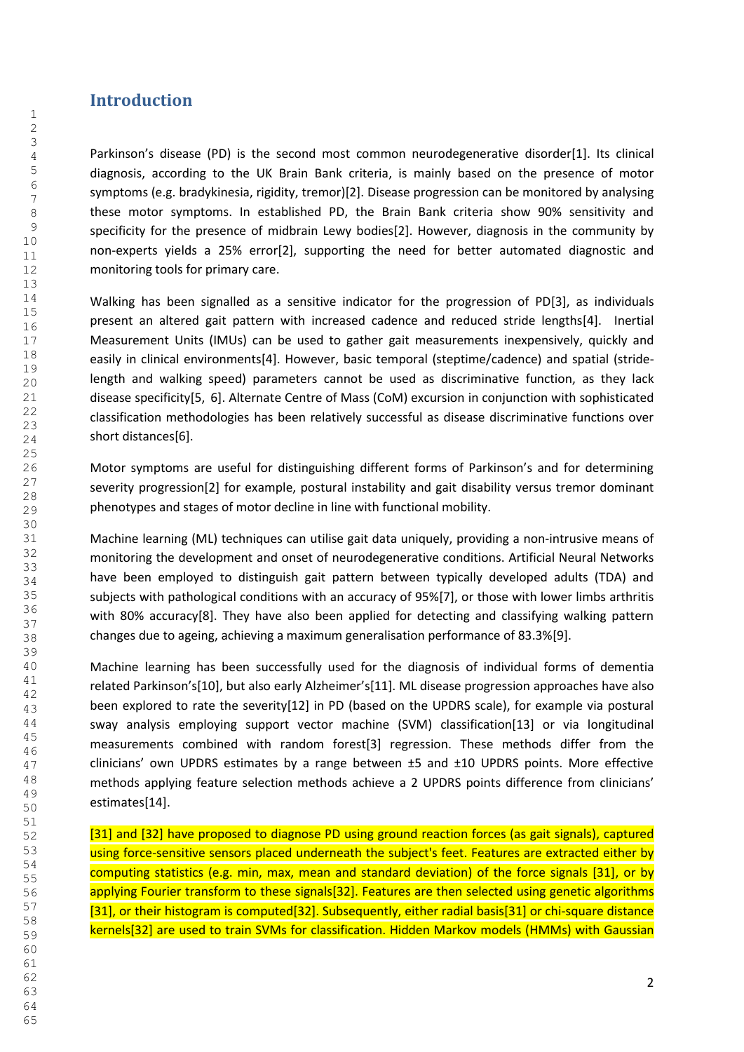## Introduction

Parkinson's disease (PD) is the second most common neurodegenerative disorder[1]. Its clinical diagnosis, according to the UK Brain Bank criteria, is mainly based on the presence of motor symptoms (e.g. bradykinesia, rigidity, tremor)[2]. Disease progression can be monitored by analysing these motor symptoms. In established PD, the Brain Bank criteria show 90% sensitivity and specificity for the presence of midbrain Lewy bodies[2]. However, diagnosis in the community by non-experts yields a 25% error[2], supporting the need for better automated diagnostic and monitoring tools for primary care.

Walking has been signalled as a sensitive indicator for the progression of PD[3], as individuals present an altered gait pattern with increased cadence and reduced stride lengths[4]. Inertial Measurement Units (IMUs) can be used to gather gait measurements inexpensively, quickly and easily in clinical environments[4]. However, basic temporal (steptime/cadence) and spatial (stride-length and walking speed) parameters cannot be used as discriminative function, as they lack disease specificity[5, 6]. Alternate Centre of Mass (CoM) excursion in conjunction with sophisticated classification methodologies has been relatively successful as disease discriminative functions over short distances[6].

Motor symptoms are useful for distinguishing different forms of Parkinson's and for determining severity progression[2] for example, postural instability and gait disability versus tremor dominant phenotypes and stages of motor decline in line with functional mobility.

Machine learning (ML) techniques can utilise gait data uniquely, providing a non-intrusive means of monitoring the development and onset of neurodegenerative conditions. Artificial Neural Networks have been employed to distinguish gait pattern between typically developed adults (TDA) and subjects with pathological conditions with an accuracy of 95%[7], or those with lower limbs arthritis with 80% accuracy[8]. They have also been applied for detecting and classifying walking pattern changes due to ageing, achieving a maximum generalisation performance of 83.3%[9].

Machine learning has been successfully used for the diagnosis of individual forms of dementia related Parkinson's[10], but also early Alzheimer's[11]. ML disease progression approaches have also been explored to rate the severity[12] in PD (based on the UPDRS scale), for example via postural sway analysis employing support vector machine (SVM) classification[13] or via longitudinal measurements combined with random forest[3] regression. These methods differ from the clinicians' own UPDRS estimates by a range between ±5 and ±10 UPDRS points. More effective methods applying feature selection methods achieve a 2 UPDRS points difference from clinicians' estimates[14].

[31] and [32] have proposed to diagnose PD using ground reaction forces (as gait signals), captured using force-sensitive sensors placed underneath the subject's feet. Features are extracted either by computing statistics (e.g. min, max, mean and standard deviation) of the force signals [31], or by applying Fourier transform to these signals[32]. Features are then selected using genetic algorithms [31], or their histogram is computed[32]. Subsequently, either radial basis[31] or chi-square distance kernels[32] are used to train SVMs for classification. Hidden Markov models (HMMs) with Gaussian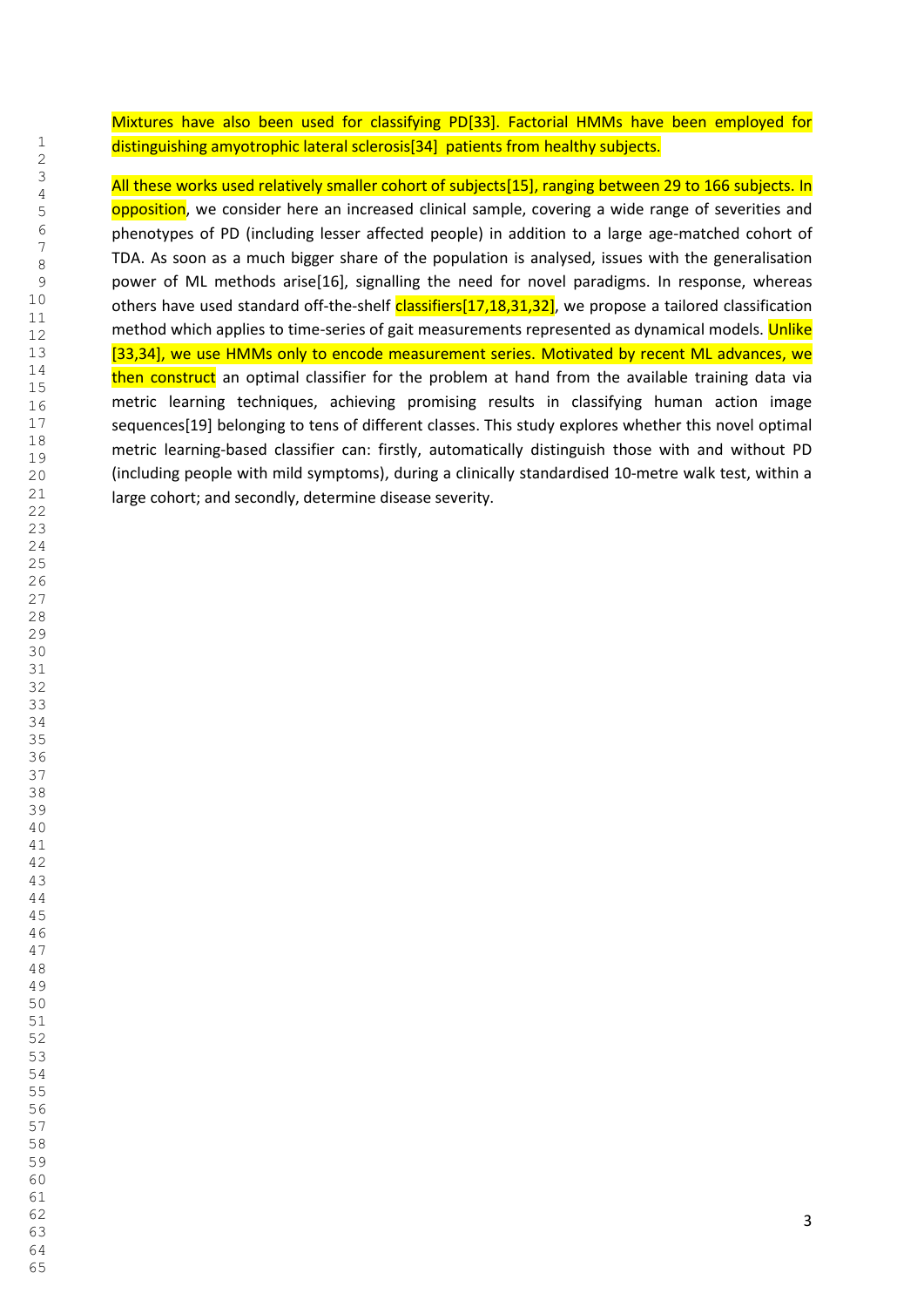Mixtures have also been used for classifying PD[33]. Factorial HMMs have been employed for distinguishing amyotrophic lateral sclerosis[34] patients from healthy subjects.

All these works used relatively smaller cohort of subjects[15], ranging between 29 to 166 subjects. In opposition, we consider here an increased clinical sample, covering a wide range of severities and phenotypes of PD (including lesser affected people) in addition to a large age-matched cohort of TDA. As soon as a much bigger share of the population is analysed, issues with the generalisation power of ML methods arise[16], signalling the need for novel paradigms. In response, whereas others have used standard off-the-shelf classifiers[17,18,31,32], we propose a tailored classification method which applies to time-series of gait measurements represented as dynamical models. Unlike [33,34], we use HMMs only to encode measurement series. Motivated by recent ML advances, we then construct an optimal classifier for the problem at hand from the available training data via metric learning techniques, achieving promising results in classifying human action image sequences[19] belonging to tens of different classes. This study explores whether this novel optimal metric learning-based classifier can: firstly, automatically distinguish those with and without PD (including people with mild symptoms), during a clinically standardised 10-metre walk test, within a large cohort; and secondly, determine disease severity.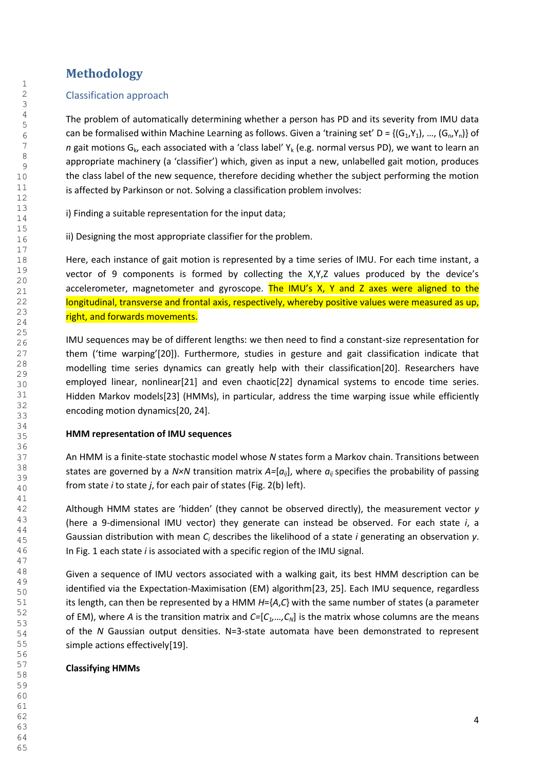# Methodology

## Classification approach

The problem of automatically determining whether a person has PD and its severity from IMU data can be formalised within Machine Learning as follows. Given a 'training set' D = {($G_1$,$Y_1$), …, ($G_n$,$Y_n$)} of *n* gait motions $G_k$, each associated with a 'class label' $Y_k$ (e.g. normal versus PD), we want to learn an appropriate machinery (a 'classifier') which, given as input a new, unlabelled gait motion, produces the class label of the new sequence, therefore deciding whether the subject performing the motion is affected by Parkinson or not. Solving a classification problem involves:

i) Finding a suitable representation for the input data;

ii) Designing the most appropriate classifier for the problem.

Here, each instance of gait motion is represented by a time series of IMU. For each time instant, a vector of 9 components is formed by collecting the X,Y,Z values produced by the device's accelerometer, magnetometer and gyroscope. The IMU's X, Y and Z axes were aligned to the longitudinal, transverse and frontal axis, respectively, whereby positive values were measured as up, right, and forwards movements.

IMU sequences may be of different lengths: we then need to find a constant-size representation for them ('time warping'[20]). Furthermore, studies in gesture and gait classification indicate that modelling time series dynamics can greatly help with their classification[20]. Researchers have employed linear, nonlinear[21] and even chaotic[22] dynamical systems to encode time series. Hidden Markov models[23] (HMMs), in particular, address the time warping issue while efficiently encoding motion dynamics[20, 24].

**HMM representation of IMU sequences**

An HMM is a finite-state stochastic model whose *N* states form a Markov chain. Transitions between states are governed by a $N \times N$ transition matrix $A=[a_{ij}]$, where $a_{ij}$ specifies the probability of passing from state *i* to state *j*, for each pair of states (Fig. 2(b) left).

Although HMM states are 'hidden' (they cannot be observed directly), the measurement vector *y* (here a 9-dimensional IMU vector) they generate can instead be observed. For each state *i*, a Gaussian distribution with mean $C_i$ describes the likelihood of a state *i* generating an observation *y*. In Fig. 1 each state *i* is associated with a specific region of the IMU signal.

Given a sequence of IMU vectors associated with a walking gait, its best HMM description can be identified via the Expectation-Maximisation (EM) algorithm[23, 25]. Each IMU sequence, regardless its length, can then be represented by a HMM $H=\{A,C\}$ with the same number of states (a parameter of EM), where *A* is the transition matrix and $C=[C_1,\ldots,C_N]$ is the matrix whose columns are the means of the *N* Gaussian output densities. N=3-state automata have been demonstrated to represent simple actions effectively[19].

**Classifying HMMs**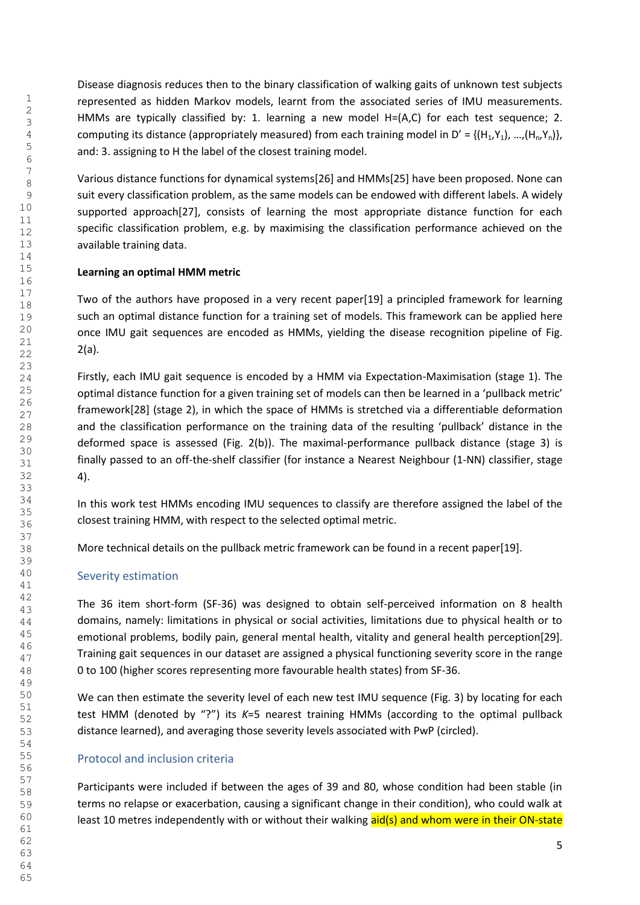Disease diagnosis reduces then to the binary classification of walking gaits of unknown test subjects represented as hidden Markov models, learnt from the associated series of IMU measurements. HMMs are typically classified by: 1. learning a new model H=(A,C) for each test sequence; 2. computing its distance (appropriately measured) from each training model in D' = $\{(H_1,Y_1), \ldots,(H_n,Y_n)\}$, and: 3. assigning to H the label of the closest training model.

Various distance functions for dynamical systems[26] and HMMs[25] have been proposed. None can suit every classification problem, as the same models can be endowed with different labels. A widely supported approach[27], consists of learning the most appropriate distance function for each specific classification problem, e.g. by maximising the classification performance achieved on the available training data.

**Learning an optimal HMM metric**

Two of the authors have proposed in a very recent paper[19] a principled framework for learning such an optimal distance function for a training set of models. This framework can be applied here once IMU gait sequences are encoded as HMMs, yielding the disease recognition pipeline of Fig. 2(a).

Firstly, each IMU gait sequence is encoded by a HMM via Expectation-Maximisation (stage 1). The optimal distance function for a given training set of models can then be learned in a 'pullback metric' framework[28] (stage 2), in which the space of HMMs is stretched via a differentiable deformation and the classification performance on the training data of the resulting 'pullback' distance in the deformed space is assessed (Fig. 2(b)). The maximal-performance pullback distance (stage 3) is finally passed to an off-the-shelf classifier (for instance a Nearest Neighbour (1-NN) classifier, stage 4).

In this work test HMMs encoding IMU sequences to classify are therefore assigned the label of the closest training HMM, with respect to the selected optimal metric.

More technical details on the pullback metric framework can be found in a recent paper[19].

## Severity estimation

The 36 item short-form (SF-36) was designed to obtain self-perceived information on 8 health domains, namely: limitations in physical or social activities, limitations due to physical health or to emotional problems, bodily pain, general mental health, vitality and general health perception[29]. Training gait sequences in our dataset are assigned a physical functioning severity score in the range 0 to 100 (higher scores representing more favourable health states) from SF-36.

We can then estimate the severity level of each new test IMU sequence (Fig. 3) by locating for each test HMM (denoted by "?") its $K$=5 nearest training HMMs (according to the optimal pullback distance learned), and averaging those severity levels associated with PwP (circled).

## Protocol and inclusion criteria

Participants were included if between the ages of 39 and 80, whose condition had been stable (in terms no relapse or exacerbation, causing a significant change in their condition), who could walk at least 10 metres independently with or without their walking aid(s) and whom were in their ON-state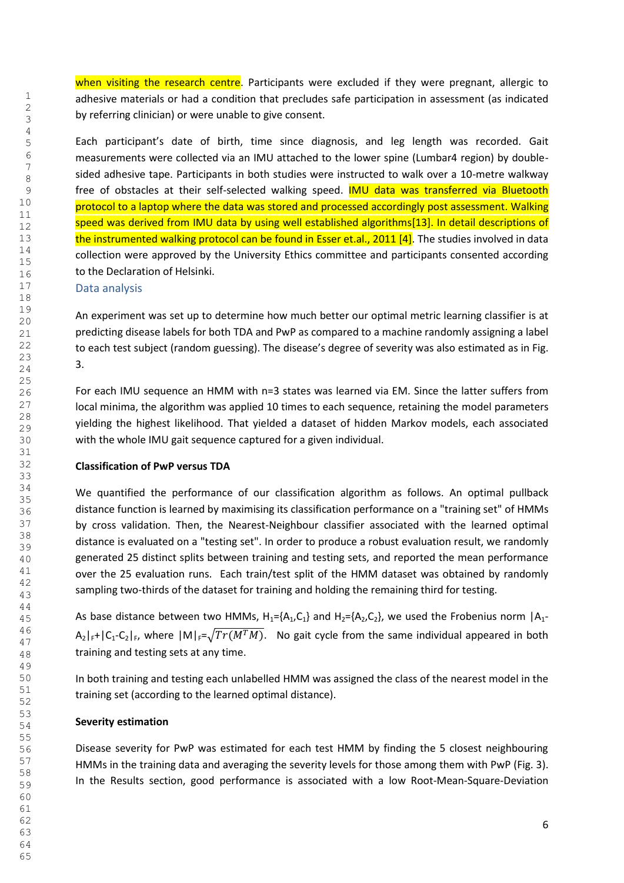when visiting the research centre. Participants were excluded if they were pregnant, allergic to adhesive materials or had a condition that precludes safe participation in assessment (as indicated by referring clinician) or were unable to give consent.

Each participant's date of birth, time since diagnosis, and leg length was recorded. Gait measurements were collected via an IMU attached to the lower spine (Lumbar4 region) by double-sided adhesive tape. Participants in both studies were instructed to walk over a 10-metre walkway free of obstacles at their self-selected walking speed. IMU data was transferred via Bluetooth protocol to a laptop where the data was stored and processed accordingly post assessment. Walking speed was derived from IMU data by using well established algorithms[13]. In detail descriptions of the instrumented walking protocol can be found in Esser et.al., 2011 [4]. The studies involved in data collection were approved by the University Ethics committee and participants consented according to the Declaration of Helsinki.

## Data analysis

An experiment was set up to determine how much better our optimal metric learning classifier is at predicting disease labels for both TDA and PwP as compared to a machine randomly assigning a label to each test subject (random guessing). The disease's degree of severity was also estimated as in Fig. 3.

For each IMU sequence an HMM with n=3 states was learned via EM. Since the latter suffers from local minima, the algorithm was applied 10 times to each sequence, retaining the model parameters yielding the highest likelihood. That yielded a dataset of hidden Markov models, each associated with the whole IMU gait sequence captured for a given individual.

**Classification of PwP versus TDA**

We quantified the performance of our classification algorithm as follows. An optimal pullback distance function is learned by maximising its classification performance on a "training set" of HMMs by cross validation. Then, the Nearest-Neighbour classifier associated with the learned optimal distance is evaluated on a "testing set". In order to produce a robust evaluation result, we randomly generated 25 distinct splits between training and testing sets, and reported the mean performance over the 25 evaluation runs. Each train/test split of the HMM dataset was obtained by randomly sampling two-thirds of the dataset for training and holding the remaining third for testing.

As base distance between two HMMs, $H_1=\{A_1,C_1\}$ and $H_2=\{A_2,C_2\}$, we used the Frobenius norm $|A_1-A_2|_F+|C_1-C_2|_F$, where $|M|_F=\sqrt{Tr(M^TM)}$. No gait cycle from the same individual appeared in both training and testing sets at any time.

In both training and testing each unlabelled HMM was assigned the class of the nearest model in the training set (according to the learned optimal distance).

**Severity estimation**

Disease severity for PwP was estimated for each test HMM by finding the 5 closest neighbouring HMMs in the training data and averaging the severity levels for those among them with PwP (Fig. 3). In the Results section, good performance is associated with a low Root-Mean-Square-Deviation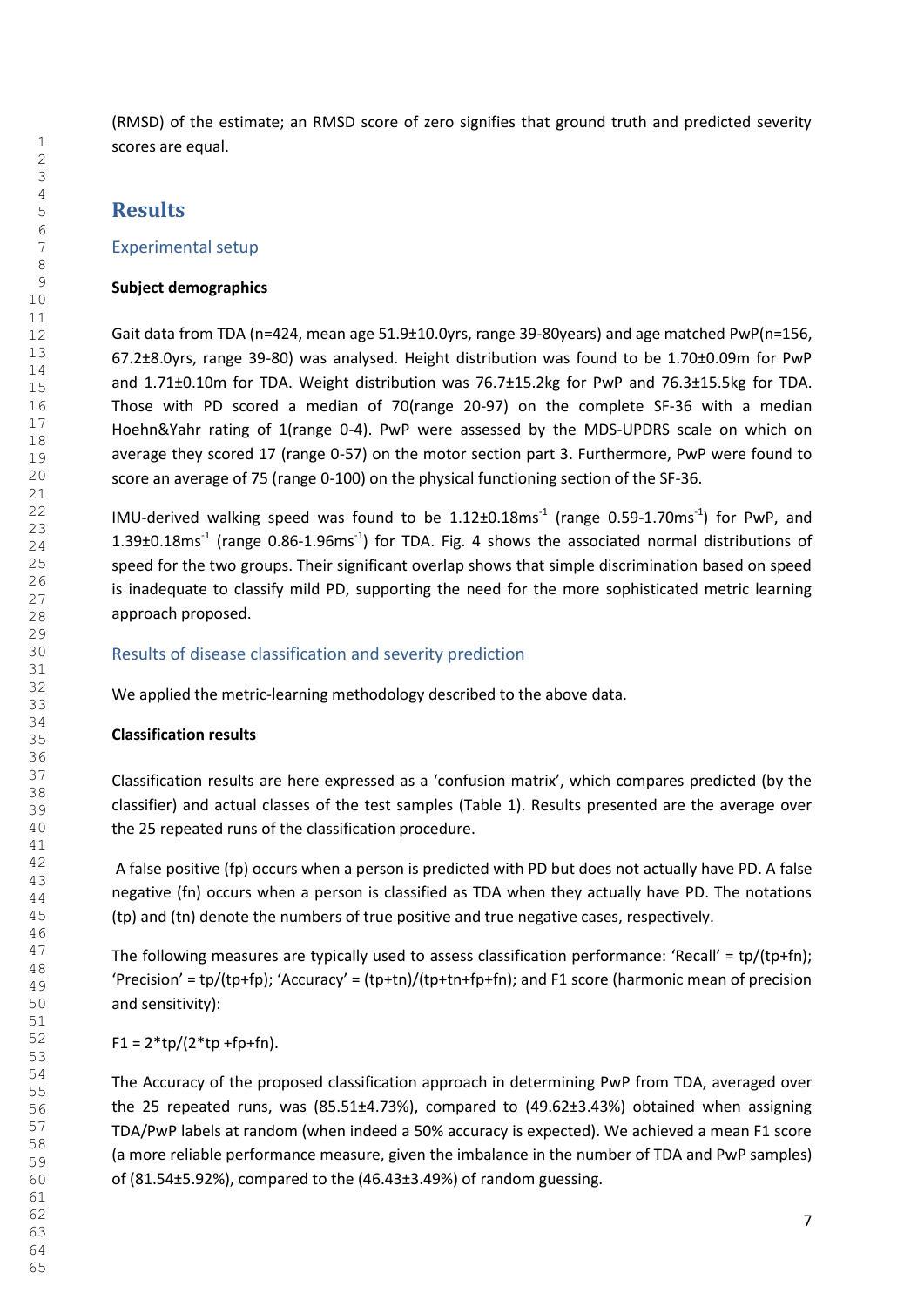(RMSD) of the estimate; an RMSD score of zero signifies that ground truth and predicted severity scores are equal.

# Results

## Experimental setup

**Subject demographics**

Gait data from TDA (n=424, mean age 51.9±10.0yrs, range 39-80years) and age matched PwP(n=156, 67.2±8.0yrs, range 39-80) was analysed. Height distribution was found to be 1.70±0.09m for PwP and 1.71±0.10m for TDA. Weight distribution was 76.7±15.2kg for PwP and 76.3±15.5kg for TDA. Those with PD scored a median of 70(range 20-97) on the complete SF-36 with a median Hoehn&Yahr rating of 1(range 0-4). PwP were assessed by the MDS-UPDRS scale on which on average they scored 17 (range 0-57) on the motor section part 3. Furthermore, PwP were found to score an average of 75 (range 0-100) on the physical functioning section of the SF-36.

IMU-derived walking speed was found to be 1.12±0.18$ms^{-1}$ (range 0.59-1.70$ms^{-1}$) for PwP, and 1.39±0.18$ms^{-1}$ (range 0.86-1.96$ms^{-1}$) for TDA. Fig. 4 shows the associated normal distributions of speed for the two groups. Their significant overlap shows that simple discrimination based on speed is inadequate to classify mild PD, supporting the need for the more sophisticated metric learning approach proposed.

## Results of disease classification and severity prediction

We applied the metric-learning methodology described to the above data.

**Classification results**

Classification results are here expressed as a 'confusion matrix', which compares predicted (by the classifier) and actual classes of the test samples (Table 1). Results presented are the average over the 25 repeated runs of the classification procedure.

A false positive (fp) occurs when a person is predicted with PD but does not actually have PD. A false negative (fn) occurs when a person is classified as TDA when they actually have PD. The notations (tp) and (tn) denote the numbers of true positive and true negative cases, respectively.

The following measures are typically used to assess classification performance: 'Recall' = tp/(tp+fn); 'Precision' = tp/(tp+fp); 'Accuracy' = (tp+tn)/(tp+tn+fp+fn); and F1 score (harmonic mean of precision and sensitivity):

F1 = 2*tp/(2*tp +fp+fn).

The Accuracy of the proposed classification approach in determining PwP from TDA, averaged over the 25 repeated runs, was (85.51±4.73%), compared to (49.62±3.43%) obtained when assigning TDA/PwP labels at random (when indeed a 50% accuracy is expected). We achieved a mean F1 score (a more reliable performance measure, given the imbalance in the number of TDA and PwP samples) of (81.54±5.92%), compared to the (46.43±3.49%) of random guessing.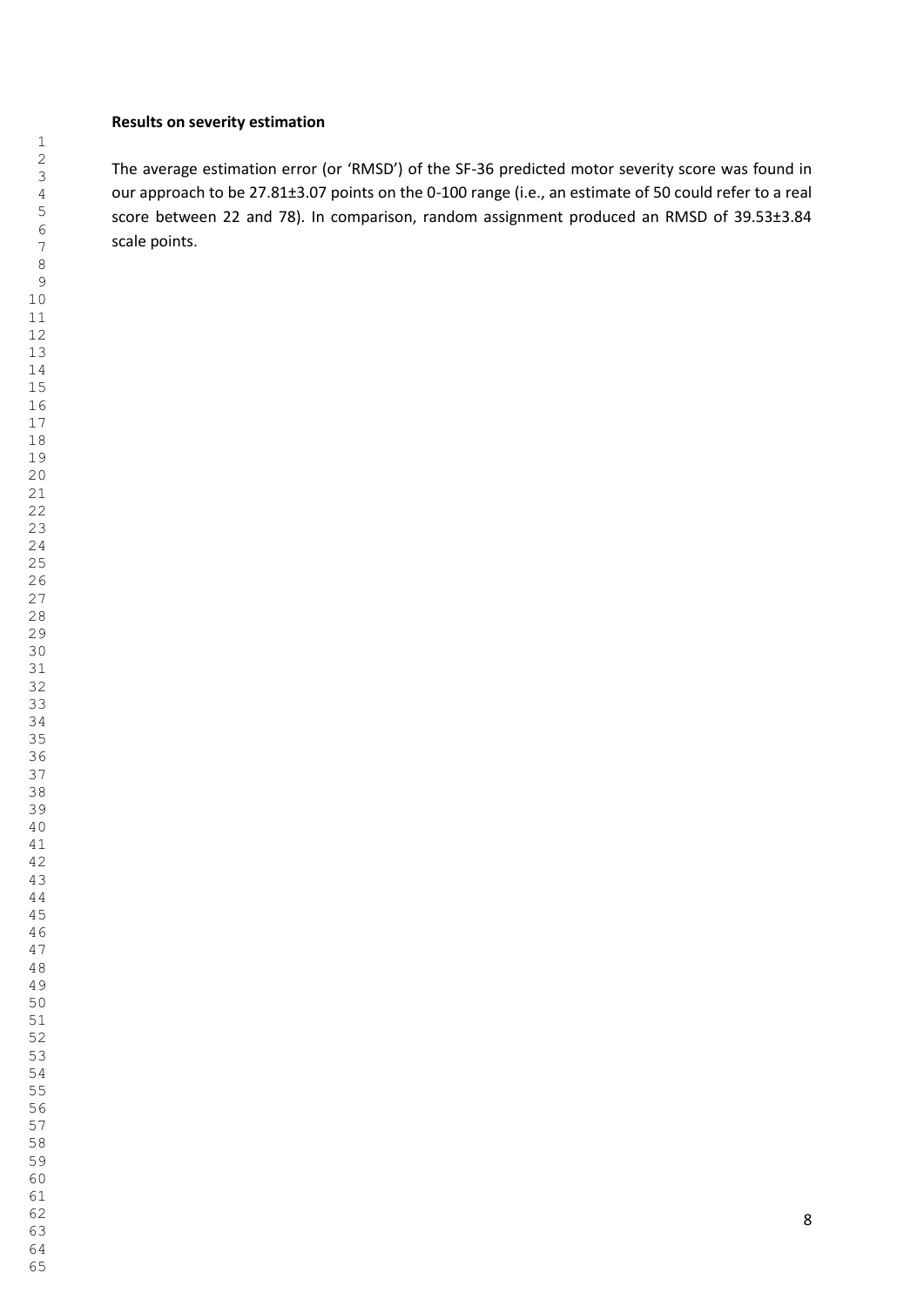**Results on severity estimation**

The average estimation error (or 'RMSD') of the SF-36 predicted motor severity score was found in our approach to be 27.81±3.07 points on the 0-100 range (i.e., an estimate of 50 could refer to a real score between 22 and 78). In comparison, random assignment produced an RMSD of 39.53±3.84 scale points.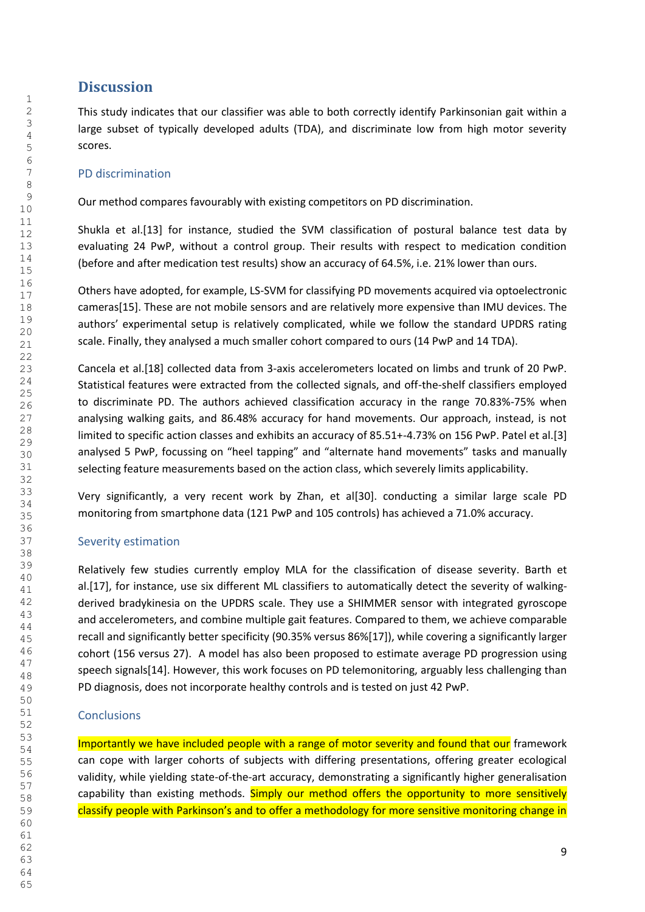# Discussion

This study indicates that our classifier was able to both correctly identify Parkinsonian gait within a large subset of typically developed adults (TDA), and discriminate low from high motor severity scores.

## PD discrimination

Our method compares favourably with existing competitors on PD discrimination.

Shukla et al.[13] for instance, studied the SVM classification of postural balance test data by evaluating 24 PwP, without a control group. Their results with respect to medication condition (before and after medication test results) show an accuracy of 64.5%, i.e. 21% lower than ours.

Others have adopted, for example, LS-SVM for classifying PD movements acquired via optoelectronic cameras[15]. These are not mobile sensors and are relatively more expensive than IMU devices. The authors' experimental setup is relatively complicated, while we follow the standard UPDRS rating scale. Finally, they analysed a much smaller cohort compared to ours (14 PwP and 14 TDA).

Cancela et al.[18] collected data from 3-axis accelerometers located on limbs and trunk of 20 PwP. Statistical features were extracted from the collected signals, and off-the-shelf classifiers employed to discriminate PD. The authors achieved classification accuracy in the range 70.83%-75% when analysing walking gaits, and 86.48% accuracy for hand movements. Our approach, instead, is not limited to specific action classes and exhibits an accuracy of 85.51+-4.73% on 156 PwP. Patel et al.[3] analysed 5 PwP, focussing on "heel tapping" and "alternate hand movements" tasks and manually selecting feature measurements based on the action class, which severely limits applicability.

Very significantly, a very recent work by Zhan, et al[30]. conducting a similar large scale PD monitoring from smartphone data (121 PwP and 105 controls) has achieved a 71.0% accuracy.

## Severity estimation

Relatively few studies currently employ MLA for the classification of disease severity. Barth et al.[17], for instance, use six different ML classifiers to automatically detect the severity of walking-derived bradykinesia on the UPDRS scale. They use a SHIMMER sensor with integrated gyroscope and accelerometers, and combine multiple gait features. Compared to them, we achieve comparable recall and significantly better specificity (90.35% versus 86%[17]), while covering a significantly larger cohort (156 versus 27). A model has also been proposed to estimate average PD progression using speech signals[14]. However, this work focuses on PD telemonitoring, arguably less challenging than PD diagnosis, does not incorporate healthy controls and is tested on just 42 PwP.

## Conclusions

Importantly we have included people with a range of motor severity and found that our framework can cope with larger cohorts of subjects with differing presentations, offering greater ecological validity, while yielding state-of-the-art accuracy, demonstrating a significantly higher generalisation capability than existing methods. Simply our method offers the opportunity to more sensitively classify people with Parkinson's and to offer a methodology for more sensitive monitoring change in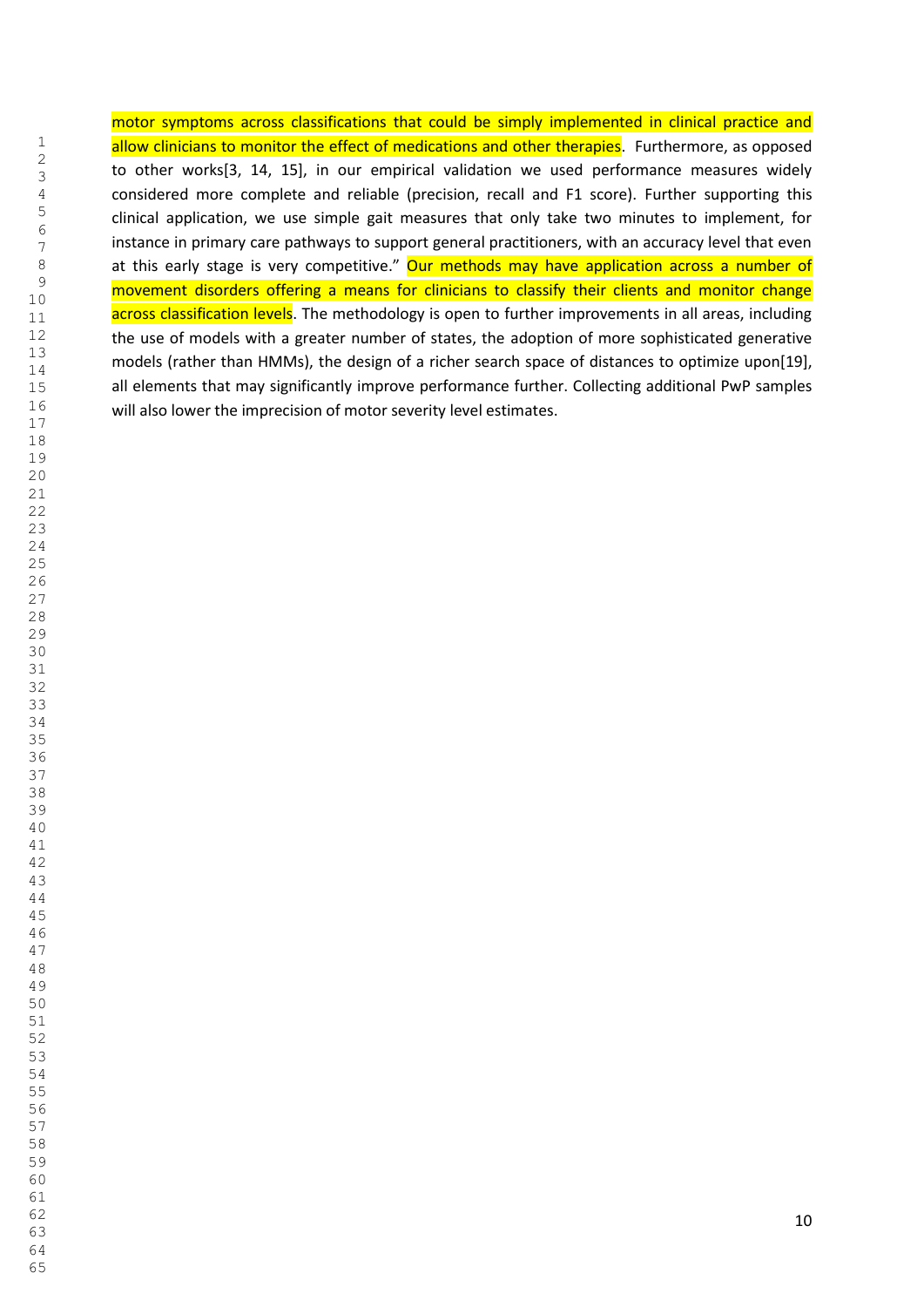motor symptoms across classifications that could be simply implemented in clinical practice and allow clinicians to monitor the effect of medications and other therapies. Furthermore, as opposed to other works[3, 14, 15], in our empirical validation we used performance measures widely considered more complete and reliable (precision, recall and F1 score). Further supporting this clinical application, we use simple gait measures that only take two minutes to implement, for instance in primary care pathways to support general practitioners, with an accuracy level that even at this early stage is very competitive." Our methods may have application across a number of movement disorders offering a means for clinicians to classify their clients and monitor change across classification levels. The methodology is open to further improvements in all areas, including the use of models with a greater number of states, the adoption of more sophisticated generative models (rather than HMMs), the design of a richer search space of distances to optimize upon[19], all elements that may significantly improve performance further. Collecting additional PwP samples will also lower the imprecision of motor severity level estimates.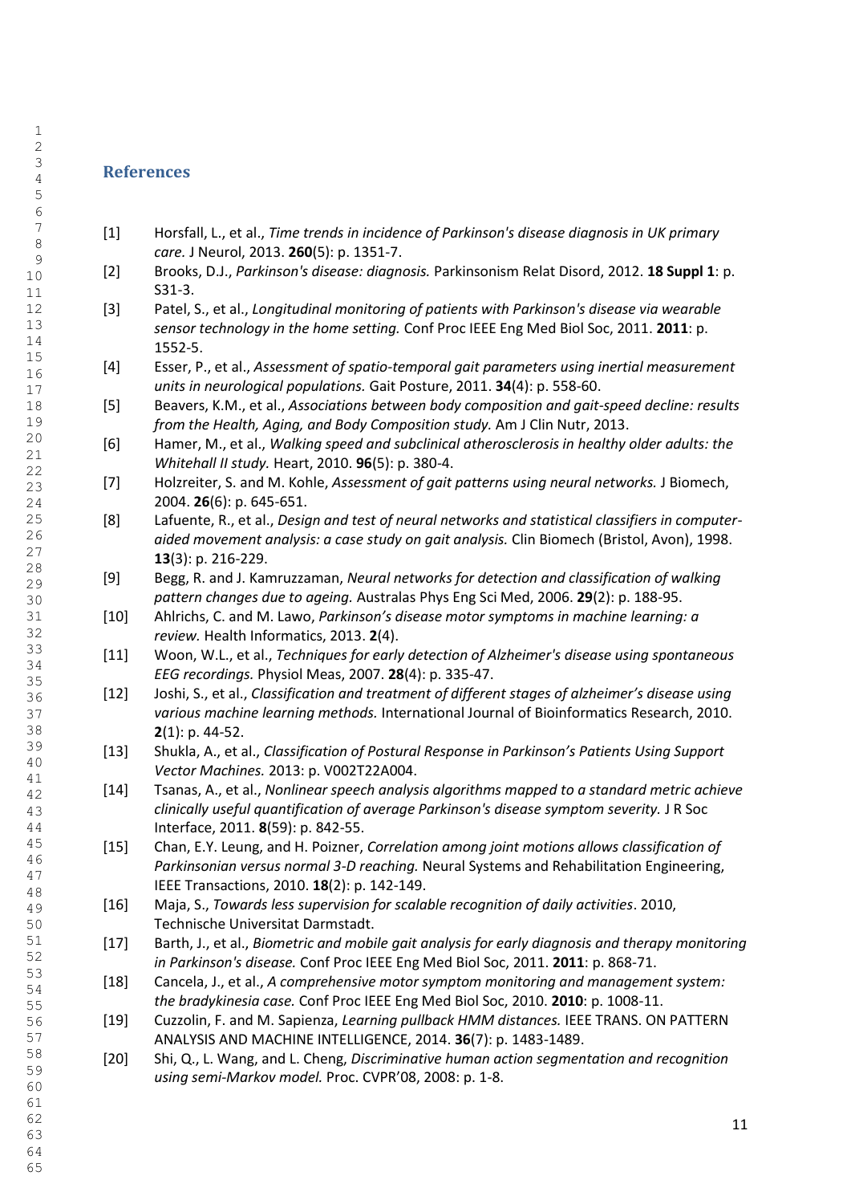## References

[1] Horsfall, L., et al., *Time trends in incidence of Parkinson's disease diagnosis in UK primary care.* J Neurol, 2013. **260**(5): p. 1351-7.

[2] Brooks, D.J., *Parkinson's disease: diagnosis.* Parkinsonism Relat Disord, 2012. **18 Suppl 1**: p. S31-3.

[3] Patel, S., et al., *Longitudinal monitoring of patients with Parkinson's disease via wearable sensor technology in the home setting.* Conf Proc IEEE Eng Med Biol Soc, 2011. **2011**: p. 1552-5.

[4] Esser, P., et al., *Assessment of spatio-temporal gait parameters using inertial measurement units in neurological populations.* Gait Posture, 2011. **34**(4): p. 558-60.

[5] Beavers, K.M., et al., *Associations between body composition and gait-speed decline: results from the Health, Aging, and Body Composition study.* Am J Clin Nutr, 2013.

[6] Hamer, M., et al., *Walking speed and subclinical atherosclerosis in healthy older adults: the Whitehall II study.* Heart, 2010. **96**(5): p. 380-4.

[7] Holzreiter, S. and M. Kohle, *Assessment of gait patterns using neural networks.* J Biomech, 2004. **26**(6): p. 645-651.

[8] Lafuente, R., et al., *Design and test of neural networks and statistical classifiers in computer-aided movement analysis: a case study on gait analysis.* Clin Biomech (Bristol, Avon), 1998. **13**(3): p. 216-229.

[9] Begg, R. and J. Kamruzzaman, *Neural networks for detection and classification of walking pattern changes due to ageing.* Australas Phys Eng Sci Med, 2006. **29**(2): p. 188-95.

[10] Ahlrichs, C. and M. Lawo, *Parkinson's disease motor symptoms in machine learning: a review.* Health Informatics, 2013. **2**(4).

[11] Woon, W.L., et al., *Techniques for early detection of Alzheimer's disease using spontaneous EEG recordings.* Physiol Meas, 2007. **28**(4): p. 335-47.

[12] Joshi, S., et al., *Classification and treatment of different stages of alzheimer's disease using various machine learning methods.* International Journal of Bioinformatics Research, 2010. **2**(1): p. 44-52.

[13] Shukla, A., et al., *Classification of Postural Response in Parkinson's Patients Using Support Vector Machines.* 2013: p. V002T22A004.

[14] Tsanas, A., et al., *Nonlinear speech analysis algorithms mapped to a standard metric achieve clinically useful quantification of average Parkinson's disease symptom severity.* J R Soc Interface, 2011. **8**(59): p. 842-55.

[15] Chan, E.Y. Leung, and H. Poizner, *Correlation among joint motions allows classification of Parkinsonian versus normal 3-D reaching.* Neural Systems and Rehabilitation Engineering, IEEE Transactions, 2010. **18**(2): p. 142-149.

[16] Maja, S., *Towards less supervision for scalable recognition of daily activities*. 2010, Technische Universitat Darmstadt.

[17] Barth, J., et al., *Biometric and mobile gait analysis for early diagnosis and therapy monitoring in Parkinson's disease.* Conf Proc IEEE Eng Med Biol Soc, 2011. **2011**: p. 868-71.

[18] Cancela, J., et al., *A comprehensive motor symptom monitoring and management system: the bradykinesia case.* Conf Proc IEEE Eng Med Biol Soc, 2010. **2010**: p. 1008-11.

[19] Cuzzolin, F. and M. Sapienza, *Learning pullback HMM distances.* IEEE TRANS. ON PATTERN ANALYSIS AND MACHINE INTELLIGENCE, 2014. **36**(7): p. 1483-1489.

[20] Shi, Q., L. Wang, and L. Cheng, *Discriminative human action segmentation and recognition using semi-Markov model.* Proc. CVPR'08, 2008: p. 1-8.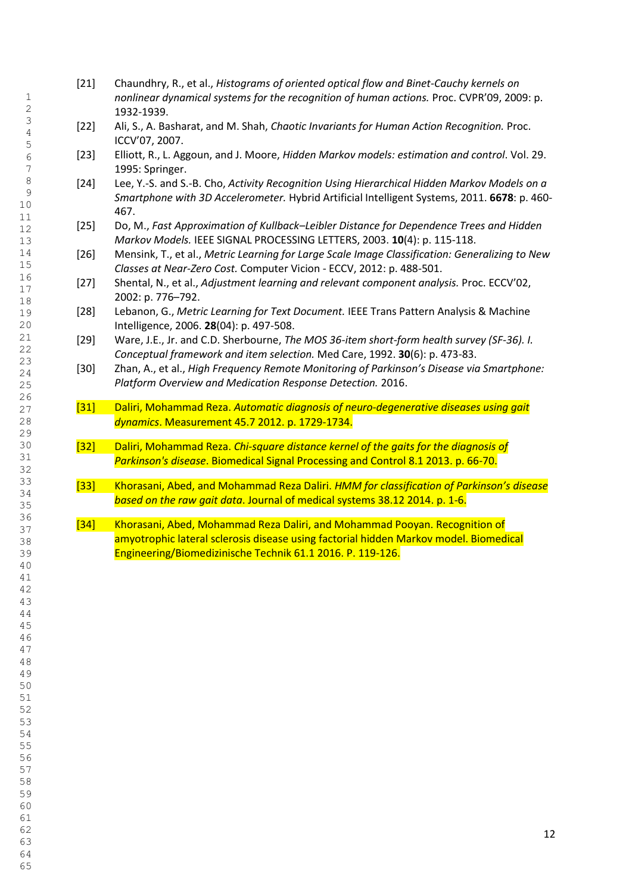[21] Chaundhry, R., et al., *Histograms of oriented optical flow and Binet-Cauchy kernels on nonlinear dynamical systems for the recognition of human actions.* Proc. CVPR'09, 2009: p. 1932-1939.

[22] Ali, S., A. Basharat, and M. Shah, *Chaotic Invariants for Human Action Recognition.* Proc. ICCV'07, 2007.

[23] Elliott, R., L. Aggoun, and J. Moore, *Hidden Markov models: estimation and control*. Vol. 29. 1995: Springer.

[24] Lee, Y.-S. and S.-B. Cho, *Activity Recognition Using Hierarchical Hidden Markov Models on a Smartphone with 3D Accelerometer.* Hybrid Artificial Intelligent Systems, 2011. **6678**: p. 460-467.

[25] Do, M., *Fast Approximation of Kullback–Leibler Distance for Dependence Trees and Hidden Markov Models.* IEEE SIGNAL PROCESSING LETTERS, 2003. **10**(4): p. 115-118.

[26] Mensink, T., et al., *Metric Learning for Large Scale Image Classification: Generalizing to New Classes at Near-Zero Cost.* Computer Vicion - ECCV, 2012: p. 488-501.

[27] Shental, N., et al., *Adjustment learning and relevant component analysis.* Proc. ECCV'02, 2002: p. 776–792.

[28] Lebanon, G., *Metric Learning for Text Document.* IEEE Trans Pattern Analysis & Machine Intelligence, 2006. **28**(04): p. 497-508.

[29] Ware, J.E., Jr. and C.D. Sherbourne, *The MOS 36-item short-form health survey (SF-36). I. Conceptual framework and item selection.* Med Care, 1992. **30**(6): p. 473-83.

[30] Zhan, A., et al., *High Frequency Remote Monitoring of Parkinson's Disease via Smartphone: Platform Overview and Medication Response Detection.* 2016.

[31] Daliri, Mohammad Reza. *Automatic diagnosis of neuro-degenerative diseases using gait dynamics*. Measurement 45.7 2012. p. 1729-1734.

[32] Daliri, Mohammad Reza. *Chi-square distance kernel of the gaits for the diagnosis of Parkinson's disease*. Biomedical Signal Processing and Control 8.1 2013. p. 66-70.

[33] Khorasani, Abed, and Mohammad Reza Daliri. *HMM for classification of Parkinson's disease based on the raw gait data*. Journal of medical systems 38.12 2014. p. 1-6.

[34] Khorasani, Abed, Mohammad Reza Daliri, and Mohammad Pooyan. Recognition of amyotrophic lateral sclerosis disease using factorial hidden Markov model. Biomedical Engineering/Biomedizinische Technik 61.1 2016. P. 119-126.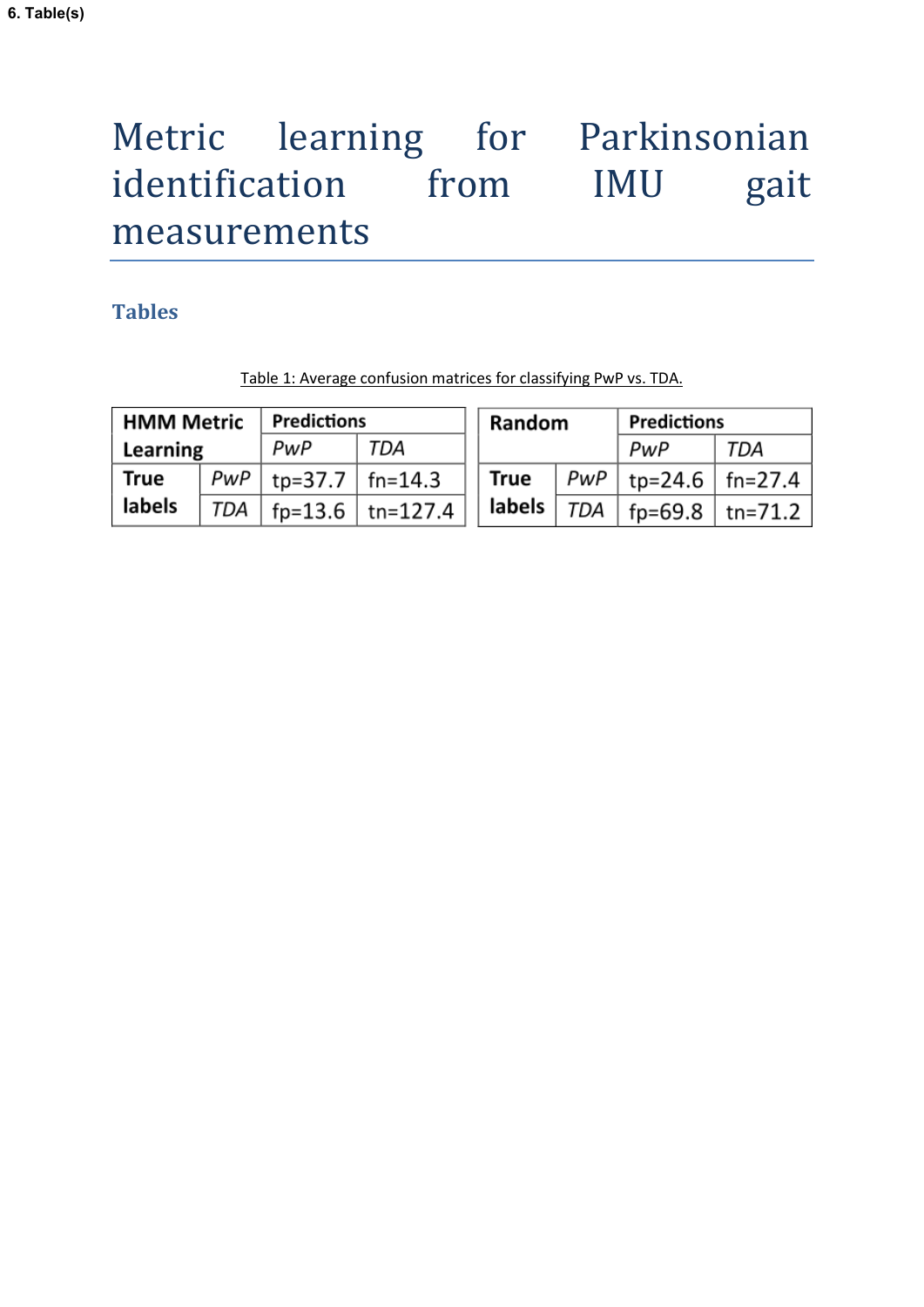6. Table(s)

# Metric learning for Parkinsonian identification from IMU gait measurements

## Tables

Table 1: Average confusion matrices for classifying PwP vs. TDA.

| **HMM Metric Learning** | | **Predictions** | |
|---|---|---|---|
| | | *PwP* | *TDA* |
| **True labels** | *PwP* | tp=37.7 | fn=14.3 |
| | *TDA* | fp=13.6 | tn=127.4 |

| **Random** | | **Predictions** | |
|---|---|---|---|
| | | *PwP* | *TDA* |
| **True labels** | *PwP* | tp=24.6 | fn=27.4 |
| | *TDA* | fp=69.8 | tn=71.2 |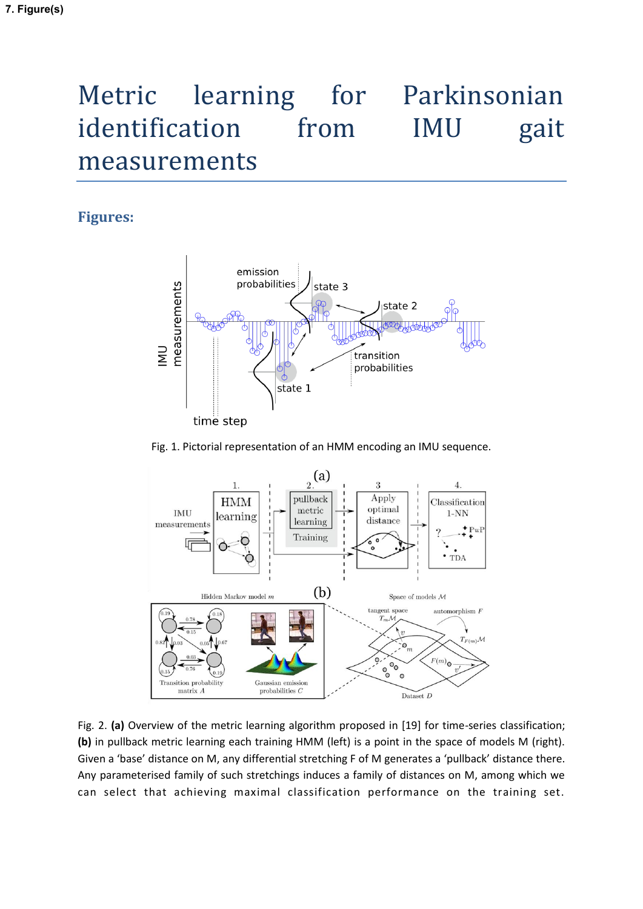7. Figure(s)

# Metric learning for Parkinsonian identification from IMU gait measurements

## Figures:

Fig. 1. Pictorial representation of an HMM encoding an IMU sequence.

Fig. 2. **(a)** Overview of the metric learning algorithm proposed in [19] for time-series classification; **(b)** in pullback metric learning each training HMM (left) is a point in the space of models M (right). Given a 'base' distance on M, any differential stretching F of M generates a 'pullback' distance there. Any parameterised family of such stretchings induces a family of distances on M, among which we can select that achieving maximal classification performance on the training set.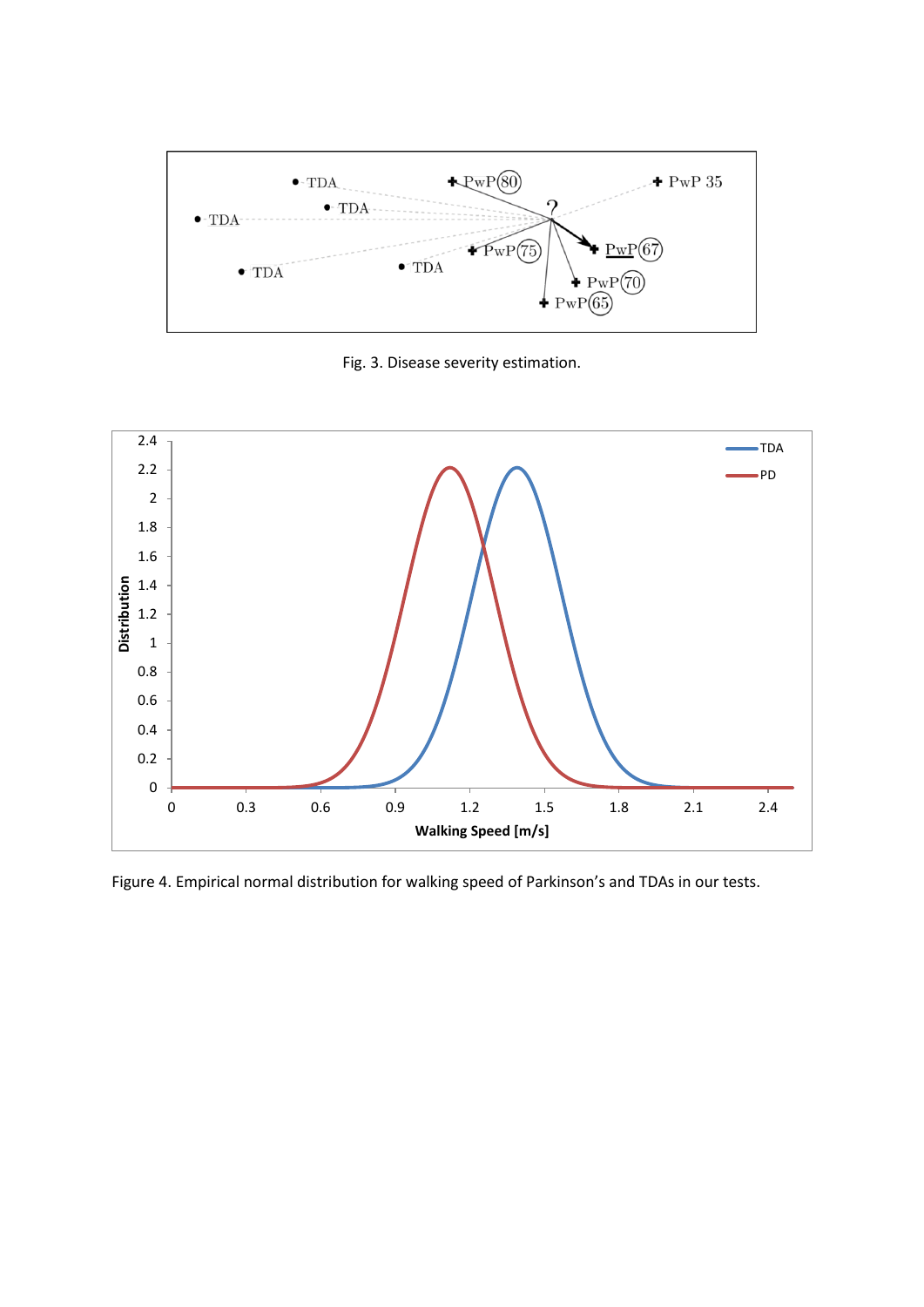Fig. 3. Disease severity estimation.

Figure 4. Empirical normal distribution for walking speed of Parkinson's and TDAs in our tests.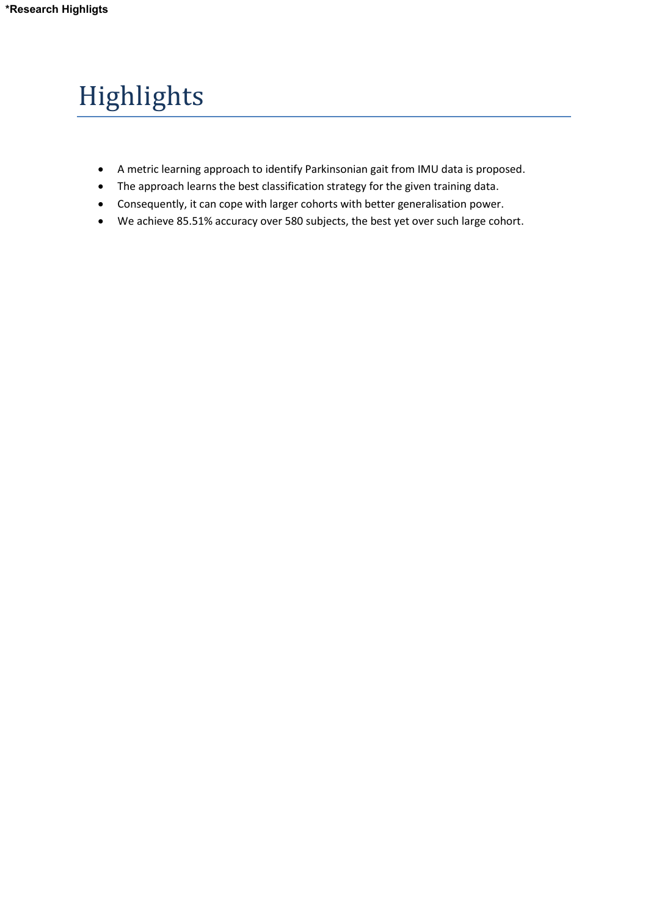*Research Highligts

# Highlights

- A metric learning approach to identify Parkinsonian gait from IMU data is proposed.
- The approach learns the best classification strategy for the given training data.
- Consequently, it can cope with larger cohorts with better generalisation power.
- We achieve 85.51% accuracy over 580 subjects, the best yet over such large cohort.